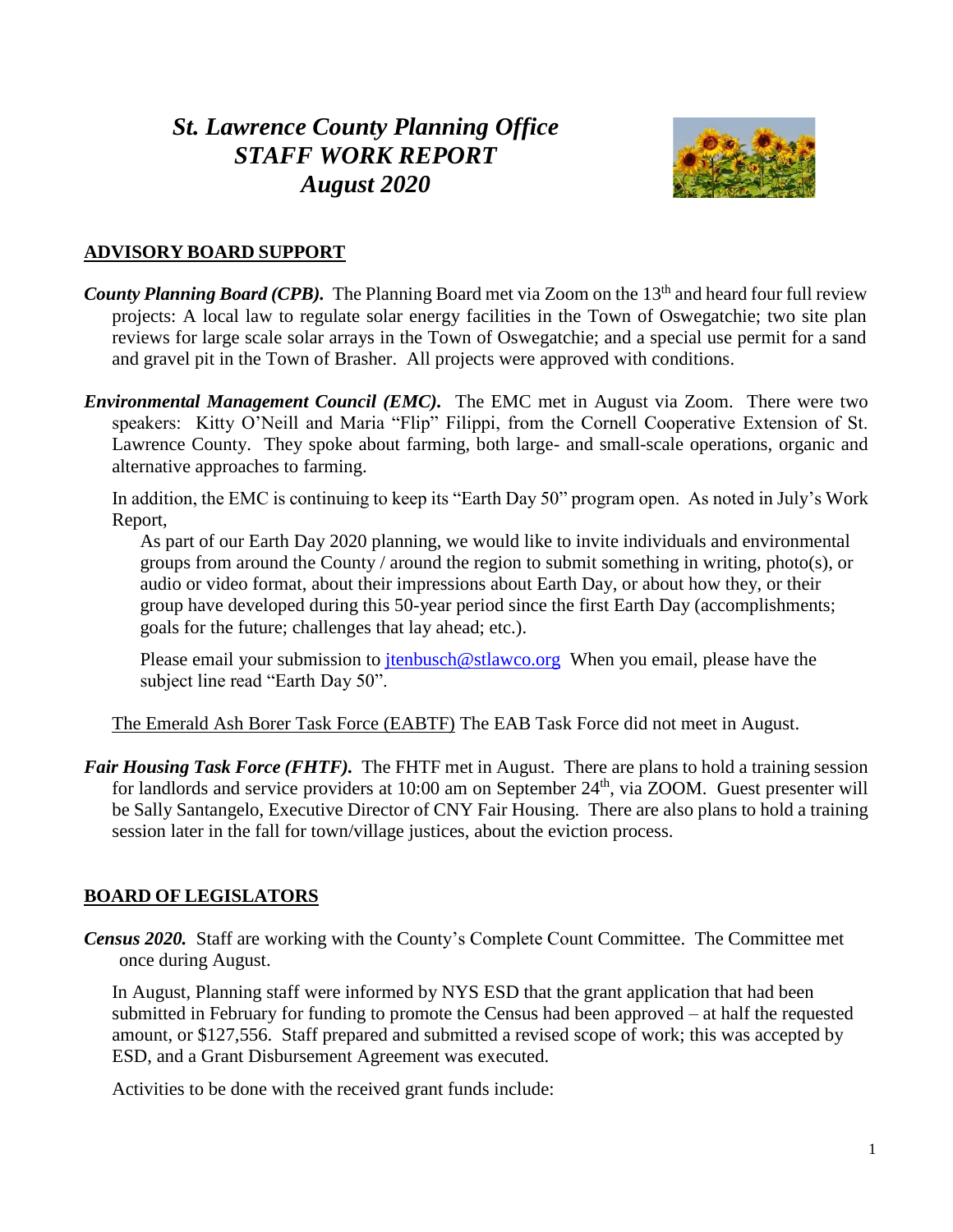# *St. Lawrence County Planning Office*
# *STAFF WORK REPORT*
# *August 2020*

## ADVISORY BOARD SUPPORT

***County Planning Board (CPB).*** The Planning Board met via Zoom on the 13th and heard four full review projects: A local law to regulate solar energy facilities in the Town of Oswegatchie; two site plan reviews for large scale solar arrays in the Town of Oswegatchie; and a special use permit for a sand and gravel pit in the Town of Brasher. All projects were approved with conditions.

***Environmental Management Council (EMC).*** The EMC met in August via Zoom. There were two speakers: Kitty O'Neill and Maria "Flip" Filippi, from the Cornell Cooperative Extension of St. Lawrence County. They spoke about farming, both large- and small-scale operations, organic and alternative approaches to farming.

In addition, the EMC is continuing to keep its "Earth Day 50" program open. As noted in July's Work Report,

> As part of our Earth Day 2020 planning, we would like to invite individuals and environmental groups from around the County / around the region to submit something in writing, photo(s), or audio or video format, about their impressions about Earth Day, or about how they, or their group have developed during this 50-year period since the first Earth Day (accomplishments; goals for the future; challenges that lay ahead; etc.).
>
> Please email your submission to jtenbusch@stlawco.org When you email, please have the subject line read "Earth Day 50".

The Emerald Ash Borer Task Force (EABTF) The EAB Task Force did not meet in August.

***Fair Housing Task Force (FHTF).*** The FHTF met in August. There are plans to hold a training session for landlords and service providers at 10:00 am on September 24th, via ZOOM. Guest presenter will be Sally Santangelo, Executive Director of CNY Fair Housing. There are also plans to hold a training session later in the fall for town/village justices, about the eviction process.

## BOARD OF LEGISLATORS

***Census 2020.*** Staff are working with the County's Complete Count Committee. The Committee met once during August.

In August, Planning staff were informed by NYS ESD that the grant application that had been submitted in February for funding to promote the Census had been approved – at half the requested amount, or $127,556. Staff prepared and submitted a revised scope of work; this was accepted by ESD, and a Grant Disbursement Agreement was executed.

Activities to be done with the received grant funds include: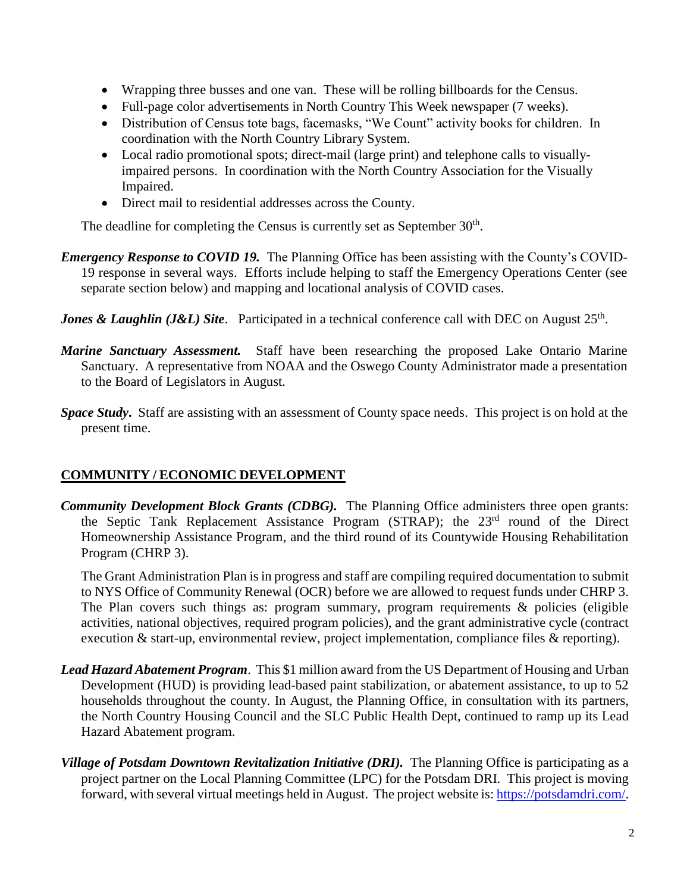- Wrapping three busses and one van. These will be rolling billboards for the Census.
- Full-page color advertisements in North Country This Week newspaper (7 weeks).
- Distribution of Census tote bags, facemasks, "We Count" activity books for children. In coordination with the North Country Library System.
- Local radio promotional spots; direct-mail (large print) and telephone calls to visually-impaired persons. In coordination with the North Country Association for the Visually Impaired.
- Direct mail to residential addresses across the County.

The deadline for completing the Census is currently set as September 30th.

***Emergency Response to COVID 19.*** The Planning Office has been assisting with the County's COVID-19 response in several ways. Efforts include helping to staff the Emergency Operations Center (see separate section below) and mapping and locational analysis of COVID cases.

***Jones & Laughlin (J&L) Site***. Participated in a technical conference call with DEC on August 25th.

***Marine Sanctuary Assessment.*** Staff have been researching the proposed Lake Ontario Marine Sanctuary. A representative from NOAA and the Oswego County Administrator made a presentation to the Board of Legislators in August.

***Space Study.*** Staff are assisting with an assessment of County space needs. This project is on hold at the present time.

## COMMUNITY / ECONOMIC DEVELOPMENT

***Community Development Block Grants (CDBG).*** The Planning Office administers three open grants: the Septic Tank Replacement Assistance Program (STRAP); the 23rd round of the Direct Homeownership Assistance Program, and the third round of its Countywide Housing Rehabilitation Program (CHRP 3).

The Grant Administration Plan is in progress and staff are compiling required documentation to submit to NYS Office of Community Renewal (OCR) before we are allowed to request funds under CHRP 3. The Plan covers such things as: program summary, program requirements & policies (eligible activities, national objectives, required program policies), and the grant administrative cycle (contract execution & start-up, environmental review, project implementation, compliance files & reporting).

***Lead Hazard Abatement Program***. This $1 million award from the US Department of Housing and Urban Development (HUD) is providing lead-based paint stabilization, or abatement assistance, to up to 52 households throughout the county. In August, the Planning Office, in consultation with its partners, the North Country Housing Council and the SLC Public Health Dept, continued to ramp up its Lead Hazard Abatement program.

***Village of Potsdam Downtown Revitalization Initiative (DRI).*** The Planning Office is participating as a project partner on the Local Planning Committee (LPC) for the Potsdam DRI. This project is moving forward, with several virtual meetings held in August. The project website is: https://potsdamdri.com/.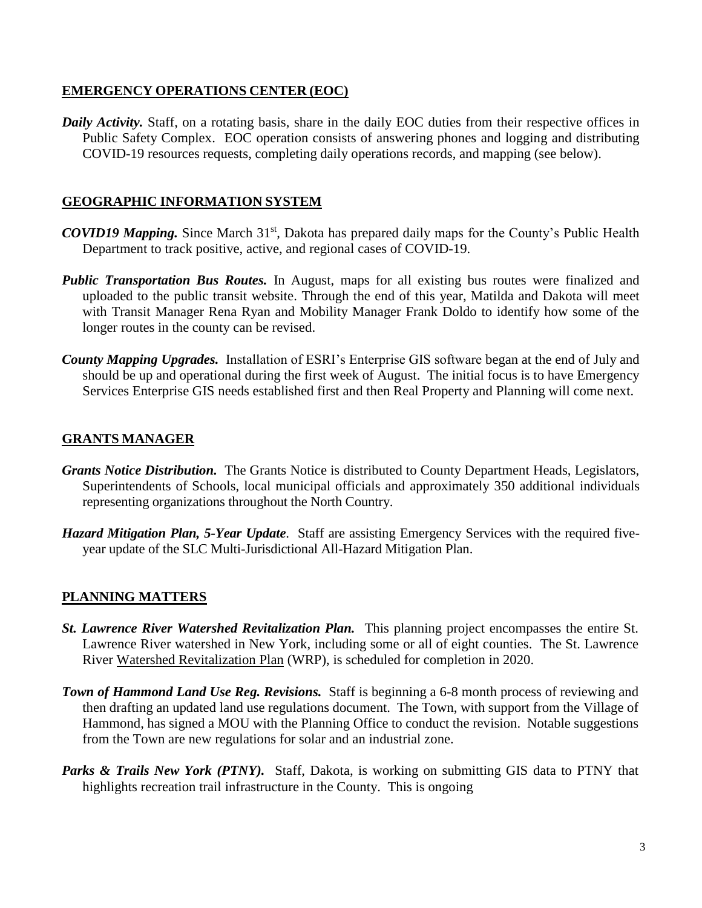## EMERGENCY OPERATIONS CENTER (EOC)

***Daily Activity.*** Staff, on a rotating basis, share in the daily EOC duties from their respective offices in Public Safety Complex. EOC operation consists of answering phones and logging and distributing COVID-19 resources requests, completing daily operations records, and mapping (see below).

## GEOGRAPHIC INFORMATION SYSTEM

***COVID19 Mapping.*** Since March 31st, Dakota has prepared daily maps for the County's Public Health Department to track positive, active, and regional cases of COVID-19.

***Public Transportation Bus Routes.*** In August, maps for all existing bus routes were finalized and uploaded to the public transit website. Through the end of this year, Matilda and Dakota will meet with Transit Manager Rena Ryan and Mobility Manager Frank Doldo to identify how some of the longer routes in the county can be revised.

***County Mapping Upgrades.*** Installation of ESRI's Enterprise GIS software began at the end of July and should be up and operational during the first week of August. The initial focus is to have Emergency Services Enterprise GIS needs established first and then Real Property and Planning will come next.

## GRANTS MANAGER

***Grants Notice Distribution.*** The Grants Notice is distributed to County Department Heads, Legislators, Superintendents of Schools, local municipal officials and approximately 350 additional individuals representing organizations throughout the North Country.

***Hazard Mitigation Plan, 5-Year Update***. Staff are assisting Emergency Services with the required five-year update of the SLC Multi-Jurisdictional All-Hazard Mitigation Plan.

## PLANNING MATTERS

***St. Lawrence River Watershed Revitalization Plan.*** This planning project encompasses the entire St. Lawrence River watershed in New York, including some or all of eight counties. The St. Lawrence River Watershed Revitalization Plan (WRP), is scheduled for completion in 2020.

***Town of Hammond Land Use Reg. Revisions.*** Staff is beginning a 6-8 month process of reviewing and then drafting an updated land use regulations document. The Town, with support from the Village of Hammond, has signed a MOU with the Planning Office to conduct the revision. Notable suggestions from the Town are new regulations for solar and an industrial zone.

***Parks & Trails New York (PTNY).*** Staff, Dakota, is working on submitting GIS data to PTNY that highlights recreation trail infrastructure in the County. This is ongoing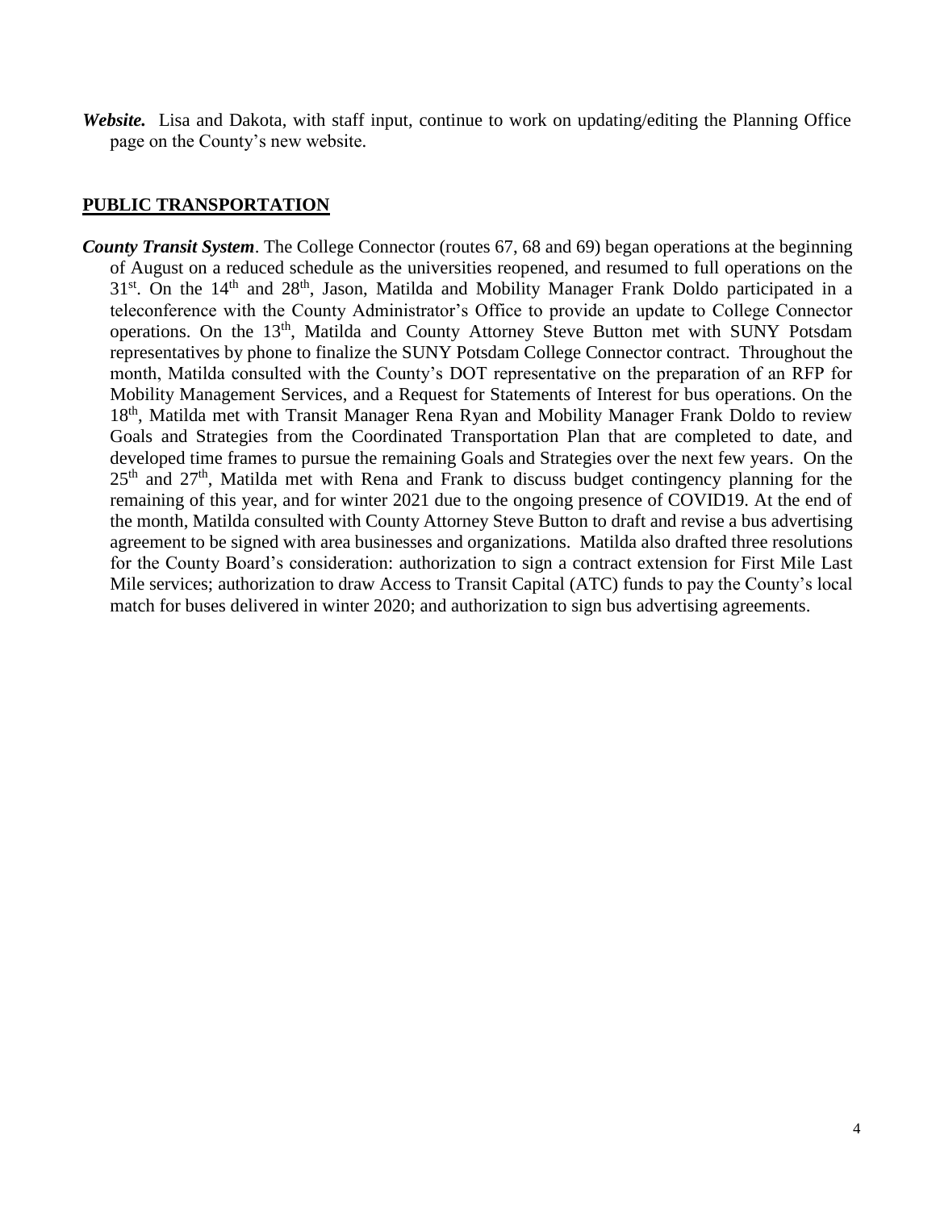***Website.*** Lisa and Dakota, with staff input, continue to work on updating/editing the Planning Office page on the County's new website.

## **PUBLIC TRANSPORTATION**

***County Transit System***. The College Connector (routes 67, 68 and 69) began operations at the beginning of August on a reduced schedule as the universities reopened, and resumed to full operations on the 31st. On the 14th and 28th, Jason, Matilda and Mobility Manager Frank Doldo participated in a teleconference with the County Administrator's Office to provide an update to College Connector operations. On the 13th, Matilda and County Attorney Steve Button met with SUNY Potsdam representatives by phone to finalize the SUNY Potsdam College Connector contract. Throughout the month, Matilda consulted with the County's DOT representative on the preparation of an RFP for Mobility Management Services, and a Request for Statements of Interest for bus operations. On the 18th, Matilda met with Transit Manager Rena Ryan and Mobility Manager Frank Doldo to review Goals and Strategies from the Coordinated Transportation Plan that are completed to date, and developed time frames to pursue the remaining Goals and Strategies over the next few years. On the 25th and 27th, Matilda met with Rena and Frank to discuss budget contingency planning for the remaining of this year, and for winter 2021 due to the ongoing presence of COVID19. At the end of the month, Matilda consulted with County Attorney Steve Button to draft and revise a bus advertising agreement to be signed with area businesses and organizations. Matilda also drafted three resolutions for the County Board's consideration: authorization to sign a contract extension for First Mile Last Mile services; authorization to draw Access to Transit Capital (ATC) funds to pay the County's local match for buses delivered in winter 2020; and authorization to sign bus advertising agreements.